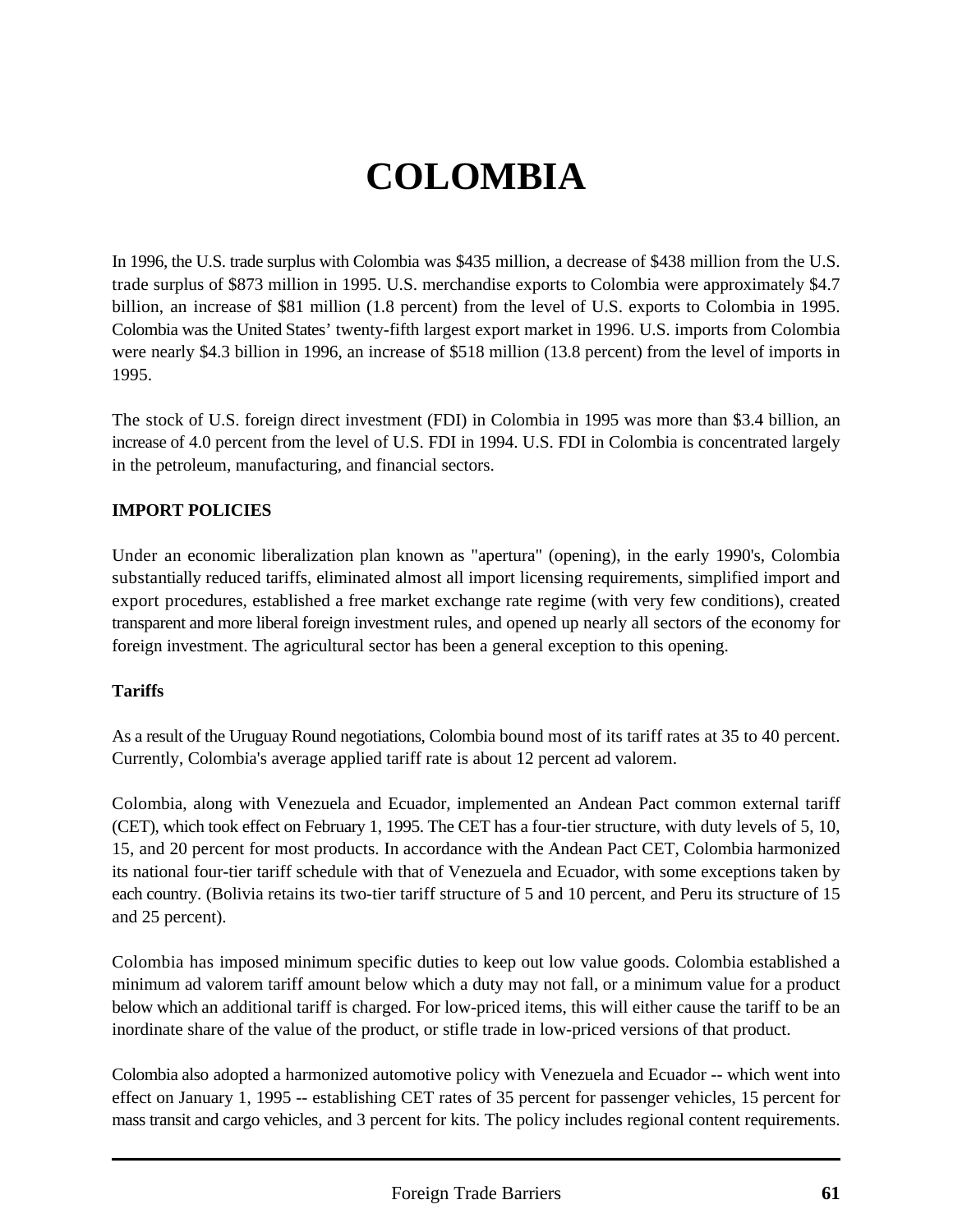# COLOMBIA

In 1996, the U.S. trade surplus with Colombia was $435 million, a decrease of $438 million from the U.S. trade surplus of $873 million in 1995. U.S. merchandise exports to Colombia were approximately $4.7 billion, an increase of $81 million (1.8 percent) from the level of U.S. exports to Colombia in 1995. Colombia was the United States' twenty-fifth largest export market in 1996. U.S. imports from Colombia were nearly $4.3 billion in 1996, an increase of $518 million (13.8 percent) from the level of imports in 1995.

The stock of U.S. foreign direct investment (FDI) in Colombia in 1995 was more than $3.4 billion, an increase of 4.0 percent from the level of U.S. FDI in 1994. U.S. FDI in Colombia is concentrated largely in the petroleum, manufacturing, and financial sectors.

## IMPORT POLICIES

Under an economic liberalization plan known as "apertura" (opening), in the early 1990's, Colombia substantially reduced tariffs, eliminated almost all import licensing requirements, simplified import and export procedures, established a free market exchange rate regime (with very few conditions), created transparent and more liberal foreign investment rules, and opened up nearly all sectors of the economy for foreign investment. The agricultural sector has been a general exception to this opening.

### Tariffs

As a result of the Uruguay Round negotiations, Colombia bound most of its tariff rates at 35 to 40 percent. Currently, Colombia's average applied tariff rate is about 12 percent ad valorem.

Colombia, along with Venezuela and Ecuador, implemented an Andean Pact common external tariff (CET), which took effect on February 1, 1995. The CET has a four-tier structure, with duty levels of 5, 10, 15, and 20 percent for most products. In accordance with the Andean Pact CET, Colombia harmonized its national four-tier tariff schedule with that of Venezuela and Ecuador, with some exceptions taken by each country. (Bolivia retains its two-tier tariff structure of 5 and 10 percent, and Peru its structure of 15 and 25 percent).

Colombia has imposed minimum specific duties to keep out low value goods. Colombia established a minimum ad valorem tariff amount below which a duty may not fall, or a minimum value for a product below which an additional tariff is charged. For low-priced items, this will either cause the tariff to be an inordinate share of the value of the product, or stifle trade in low-priced versions of that product.

Colombia also adopted a harmonized automotive policy with Venezuela and Ecuador -- which went into effect on January 1, 1995 -- establishing CET rates of 35 percent for passenger vehicles, 15 percent for mass transit and cargo vehicles, and 3 percent for kits. The policy includes regional content requirements.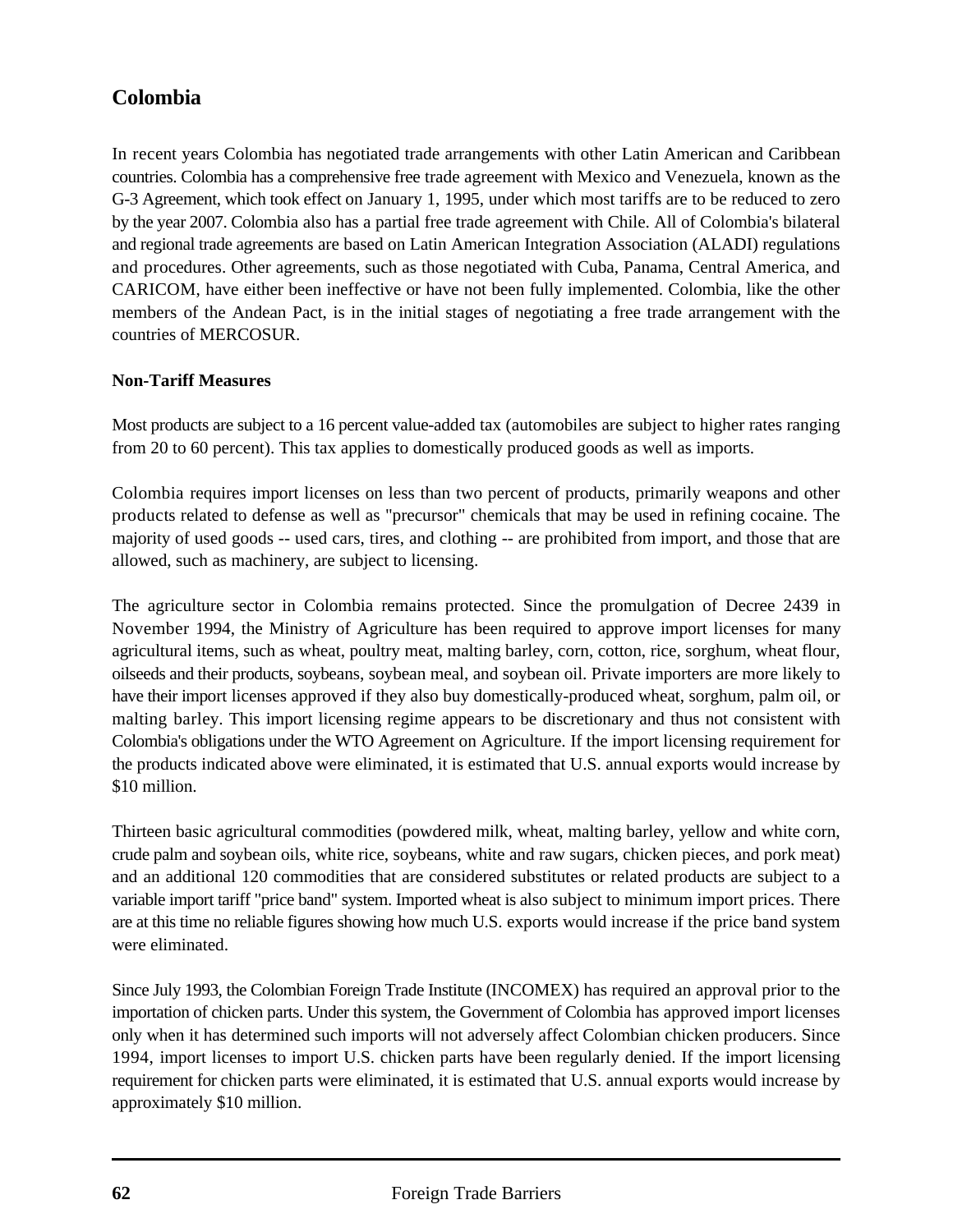## Colombia

In recent years Colombia has negotiated trade arrangements with other Latin American and Caribbean countries. Colombia has a comprehensive free trade agreement with Mexico and Venezuela, known as the G-3 Agreement, which took effect on January 1, 1995, under which most tariffs are to be reduced to zero by the year 2007. Colombia also has a partial free trade agreement with Chile. All of Colombia's bilateral and regional trade agreements are based on Latin American Integration Association (ALADI) regulations and procedures. Other agreements, such as those negotiated with Cuba, Panama, Central America, and CARICOM, have either been ineffective or have not been fully implemented. Colombia, like the other members of the Andean Pact, is in the initial stages of negotiating a free trade arrangement with the countries of MERCOSUR.

### Non-Tariff Measures

Most products are subject to a 16 percent value-added tax (automobiles are subject to higher rates ranging from 20 to 60 percent). This tax applies to domestically produced goods as well as imports.

Colombia requires import licenses on less than two percent of products, primarily weapons and other products related to defense as well as "precursor" chemicals that may be used in refining cocaine. The majority of used goods -- used cars, tires, and clothing -- are prohibited from import, and those that are allowed, such as machinery, are subject to licensing.

The agriculture sector in Colombia remains protected. Since the promulgation of Decree 2439 in November 1994, the Ministry of Agriculture has been required to approve import licenses for many agricultural items, such as wheat, poultry meat, malting barley, corn, cotton, rice, sorghum, wheat flour, oilseeds and their products, soybeans, soybean meal, and soybean oil. Private importers are more likely to have their import licenses approved if they also buy domestically-produced wheat, sorghum, palm oil, or malting barley. This import licensing regime appears to be discretionary and thus not consistent with Colombia's obligations under the WTO Agreement on Agriculture. If the import licensing requirement for the products indicated above were eliminated, it is estimated that U.S. annual exports would increase by $10 million.

Thirteen basic agricultural commodities (powdered milk, wheat, malting barley, yellow and white corn, crude palm and soybean oils, white rice, soybeans, white and raw sugars, chicken pieces, and pork meat) and an additional 120 commodities that are considered substitutes or related products are subject to a variable import tariff "price band" system. Imported wheat is also subject to minimum import prices. There are at this time no reliable figures showing how much U.S. exports would increase if the price band system were eliminated.

Since July 1993, the Colombian Foreign Trade Institute (INCOMEX) has required an approval prior to the importation of chicken parts. Under this system, the Government of Colombia has approved import licenses only when it has determined such imports will not adversely affect Colombian chicken producers. Since 1994, import licenses to import U.S. chicken parts have been regularly denied. If the import licensing requirement for chicken parts were eliminated, it is estimated that U.S. annual exports would increase by approximately $10 million.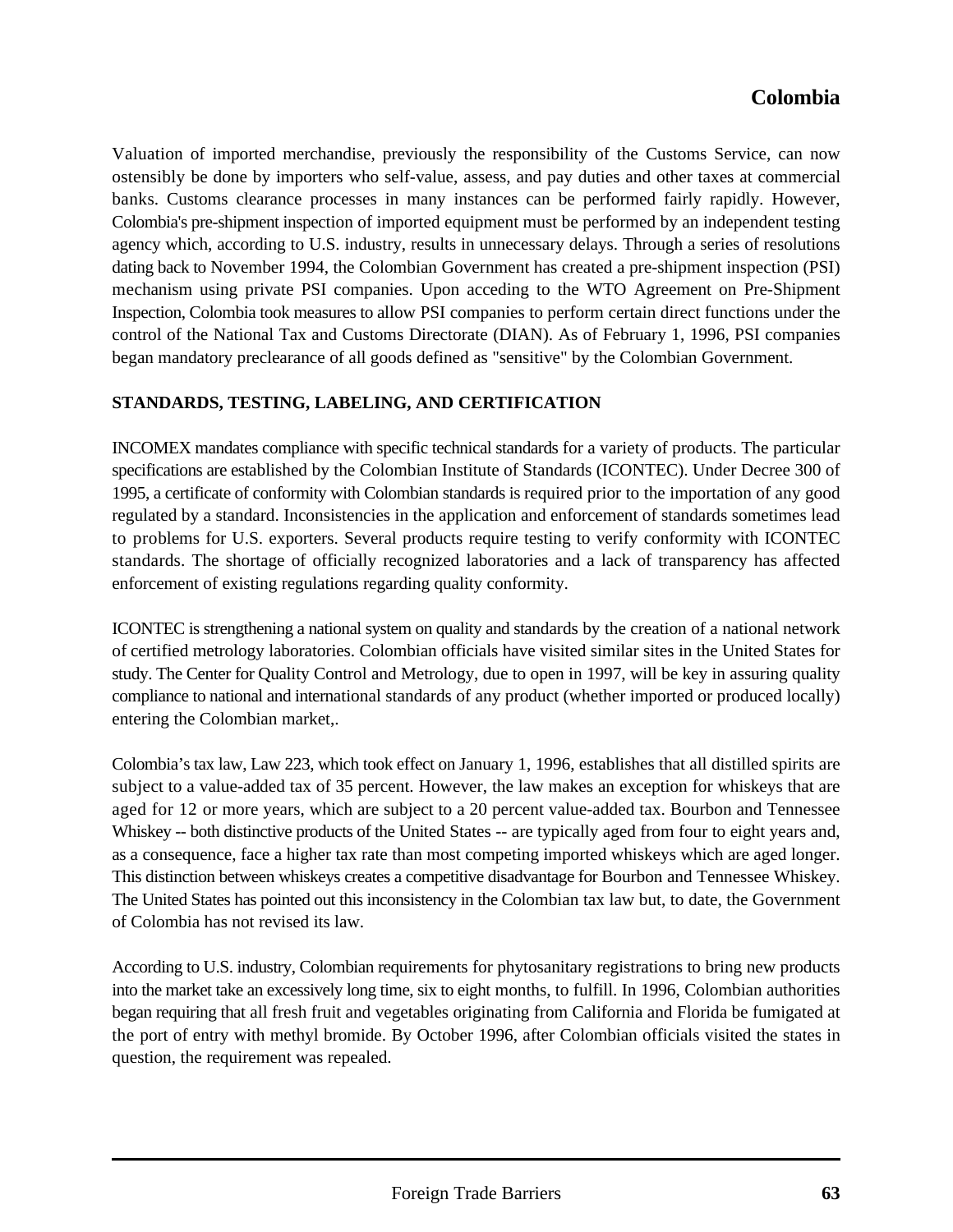Valuation of imported merchandise, previously the responsibility of the Customs Service, can now ostensibly be done by importers who self-value, assess, and pay duties and other taxes at commercial banks. Customs clearance processes in many instances can be performed fairly rapidly. However, Colombia's pre-shipment inspection of imported equipment must be performed by an independent testing agency which, according to U.S. industry, results in unnecessary delays. Through a series of resolutions dating back to November 1994, the Colombian Government has created a pre-shipment inspection (PSI) mechanism using private PSI companies. Upon acceding to the WTO Agreement on Pre-Shipment Inspection, Colombia took measures to allow PSI companies to perform certain direct functions under the control of the National Tax and Customs Directorate (DIAN). As of February 1, 1996, PSI companies began mandatory preclearance of all goods defined as "sensitive" by the Colombian Government.

**STANDARDS, TESTING, LABELING, AND CERTIFICATION**

INCOMEX mandates compliance with specific technical standards for a variety of products. The particular specifications are established by the Colombian Institute of Standards (ICONTEC). Under Decree 300 of 1995, a certificate of conformity with Colombian standards is required prior to the importation of any good regulated by a standard. Inconsistencies in the application and enforcement of standards sometimes lead to problems for U.S. exporters. Several products require testing to verify conformity with ICONTEC standards. The shortage of officially recognized laboratories and a lack of transparency has affected enforcement of existing regulations regarding quality conformity.

ICONTEC is strengthening a national system on quality and standards by the creation of a national network of certified metrology laboratories. Colombian officials have visited similar sites in the United States for study. The Center for Quality Control and Metrology, due to open in 1997, will be key in assuring quality compliance to national and international standards of any product (whether imported or produced locally) entering the Colombian market,.

Colombia's tax law, Law 223, which took effect on January 1, 1996, establishes that all distilled spirits are subject to a value-added tax of 35 percent. However, the law makes an exception for whiskeys that are aged for 12 or more years, which are subject to a 20 percent value-added tax. Bourbon and Tennessee Whiskey -- both distinctive products of the United States -- are typically aged from four to eight years and, as a consequence, face a higher tax rate than most competing imported whiskeys which are aged longer. This distinction between whiskeys creates a competitive disadvantage for Bourbon and Tennessee Whiskey. The United States has pointed out this inconsistency in the Colombian tax law but, to date, the Government of Colombia has not revised its law.

According to U.S. industry, Colombian requirements for phytosanitary registrations to bring new products into the market take an excessively long time, six to eight months, to fulfill. In 1996, Colombian authorities began requiring that all fresh fruit and vegetables originating from California and Florida be fumigated at the port of entry with methyl bromide. By October 1996, after Colombian officials visited the states in question, the requirement was repealed.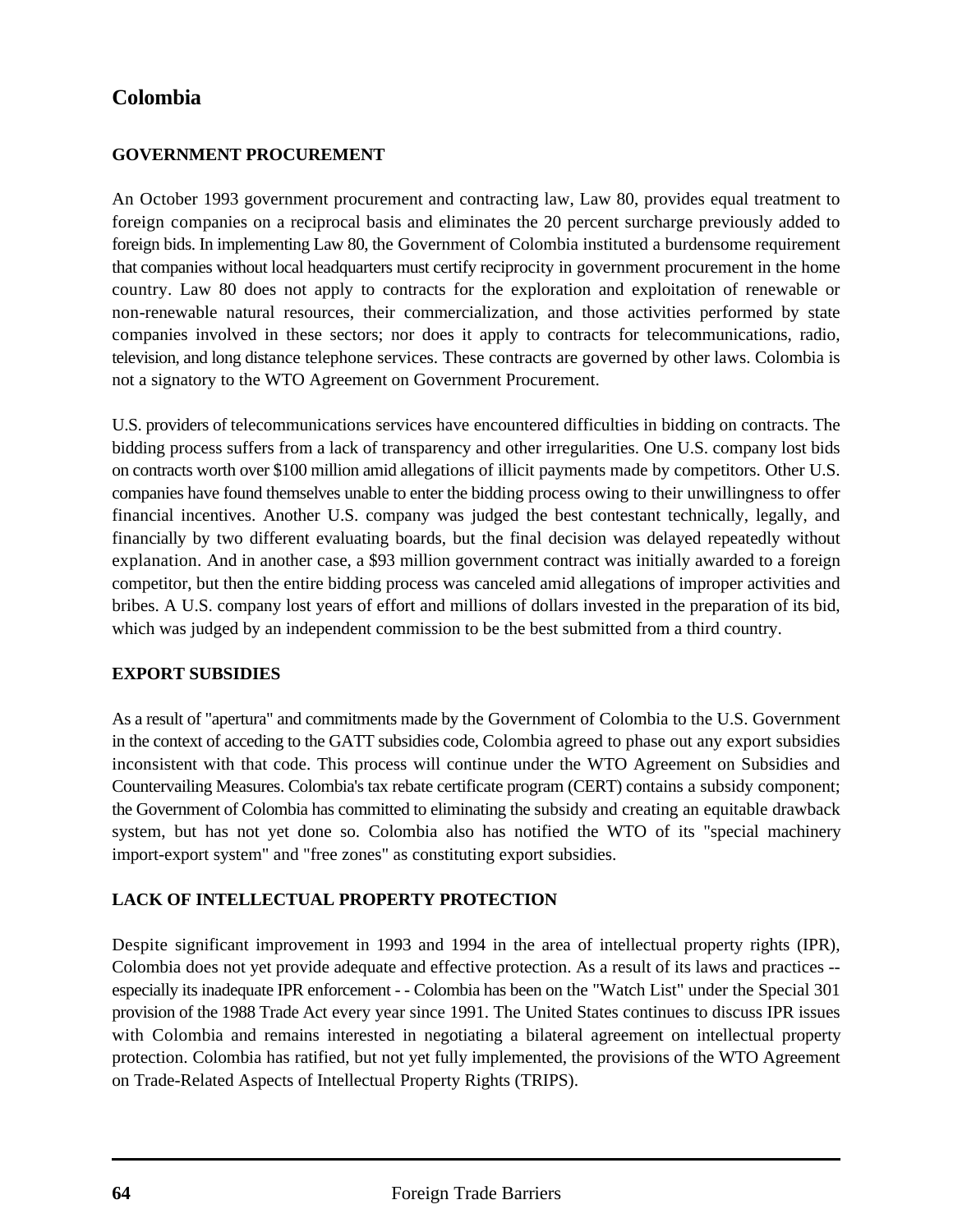# Colombia

## GOVERNMENT PROCUREMENT

An October 1993 government procurement and contracting law, Law 80, provides equal treatment to foreign companies on a reciprocal basis and eliminates the 20 percent surcharge previously added to foreign bids. In implementing Law 80, the Government of Colombia instituted a burdensome requirement that companies without local headquarters must certify reciprocity in government procurement in the home country. Law 80 does not apply to contracts for the exploration and exploitation of renewable or non-renewable natural resources, their commercialization, and those activities performed by state companies involved in these sectors; nor does it apply to contracts for telecommunications, radio, television, and long distance telephone services. These contracts are governed by other laws. Colombia is not a signatory to the WTO Agreement on Government Procurement.

U.S. providers of telecommunications services have encountered difficulties in bidding on contracts. The bidding process suffers from a lack of transparency and other irregularities. One U.S. company lost bids on contracts worth over $100 million amid allegations of illicit payments made by competitors. Other U.S. companies have found themselves unable to enter the bidding process owing to their unwillingness to offer financial incentives. Another U.S. company was judged the best contestant technically, legally, and financially by two different evaluating boards, but the final decision was delayed repeatedly without explanation. And in another case, a $93 million government contract was initially awarded to a foreign competitor, but then the entire bidding process was canceled amid allegations of improper activities and bribes. A U.S. company lost years of effort and millions of dollars invested in the preparation of its bid, which was judged by an independent commission to be the best submitted from a third country.

## EXPORT SUBSIDIES

As a result of "apertura" and commitments made by the Government of Colombia to the U.S. Government in the context of acceding to the GATT subsidies code, Colombia agreed to phase out any export subsidies inconsistent with that code. This process will continue under the WTO Agreement on Subsidies and Countervailing Measures. Colombia's tax rebate certificate program (CERT) contains a subsidy component; the Government of Colombia has committed to eliminating the subsidy and creating an equitable drawback system, but has not yet done so. Colombia also has notified the WTO of its "special machinery import-export system" and "free zones" as constituting export subsidies.

## LACK OF INTELLECTUAL PROPERTY PROTECTION

Despite significant improvement in 1993 and 1994 in the area of intellectual property rights (IPR), Colombia does not yet provide adequate and effective protection. As a result of its laws and practices -- especially its inadequate IPR enforcement - - Colombia has been on the "Watch List" under the Special 301 provision of the 1988 Trade Act every year since 1991. The United States continues to discuss IPR issues with Colombia and remains interested in negotiating a bilateral agreement on intellectual property protection. Colombia has ratified, but not yet fully implemented, the provisions of the WTO Agreement on Trade-Related Aspects of Intellectual Property Rights (TRIPS).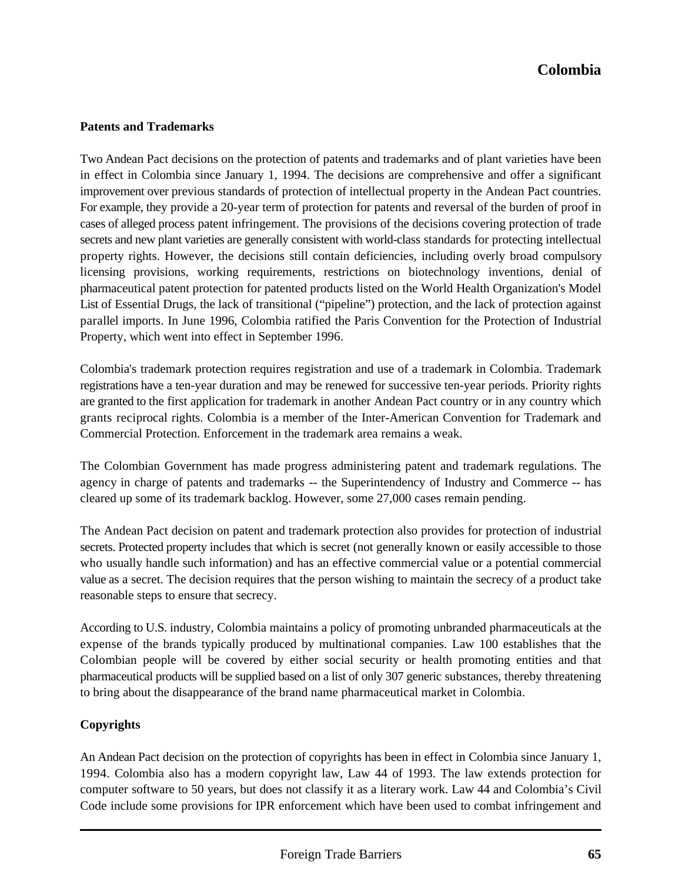# Colombia

### Patents and Trademarks

Two Andean Pact decisions on the protection of patents and trademarks and of plant varieties have been in effect in Colombia since January 1, 1994. The decisions are comprehensive and offer a significant improvement over previous standards of protection of intellectual property in the Andean Pact countries. For example, they provide a 20-year term of protection for patents and reversal of the burden of proof in cases of alleged process patent infringement. The provisions of the decisions covering protection of trade secrets and new plant varieties are generally consistent with world-class standards for protecting intellectual property rights. However, the decisions still contain deficiencies, including overly broad compulsory licensing provisions, working requirements, restrictions on biotechnology inventions, denial of pharmaceutical patent protection for patented products listed on the World Health Organization's Model List of Essential Drugs, the lack of transitional ("pipeline") protection, and the lack of protection against parallel imports. In June 1996, Colombia ratified the Paris Convention for the Protection of Industrial Property, which went into effect in September 1996.

Colombia's trademark protection requires registration and use of a trademark in Colombia. Trademark registrations have a ten-year duration and may be renewed for successive ten-year periods. Priority rights are granted to the first application for trademark in another Andean Pact country or in any country which grants reciprocal rights. Colombia is a member of the Inter-American Convention for Trademark and Commercial Protection. Enforcement in the trademark area remains a weak.

The Colombian Government has made progress administering patent and trademark regulations. The agency in charge of patents and trademarks -- the Superintendency of Industry and Commerce -- has cleared up some of its trademark backlog. However, some 27,000 cases remain pending.

The Andean Pact decision on patent and trademark protection also provides for protection of industrial secrets. Protected property includes that which is secret (not generally known or easily accessible to those who usually handle such information) and has an effective commercial value or a potential commercial value as a secret. The decision requires that the person wishing to maintain the secrecy of a product take reasonable steps to ensure that secrecy.

According to U.S. industry, Colombia maintains a policy of promoting unbranded pharmaceuticals at the expense of the brands typically produced by multinational companies. Law 100 establishes that the Colombian people will be covered by either social security or health promoting entities and that pharmaceutical products will be supplied based on a list of only 307 generic substances, thereby threatening to bring about the disappearance of the brand name pharmaceutical market in Colombia.

### Copyrights

An Andean Pact decision on the protection of copyrights has been in effect in Colombia since January 1, 1994. Colombia also has a modern copyright law, Law 44 of 1993. The law extends protection for computer software to 50 years, but does not classify it as a literary work. Law 44 and Colombia's Civil Code include some provisions for IPR enforcement which have been used to combat infringement and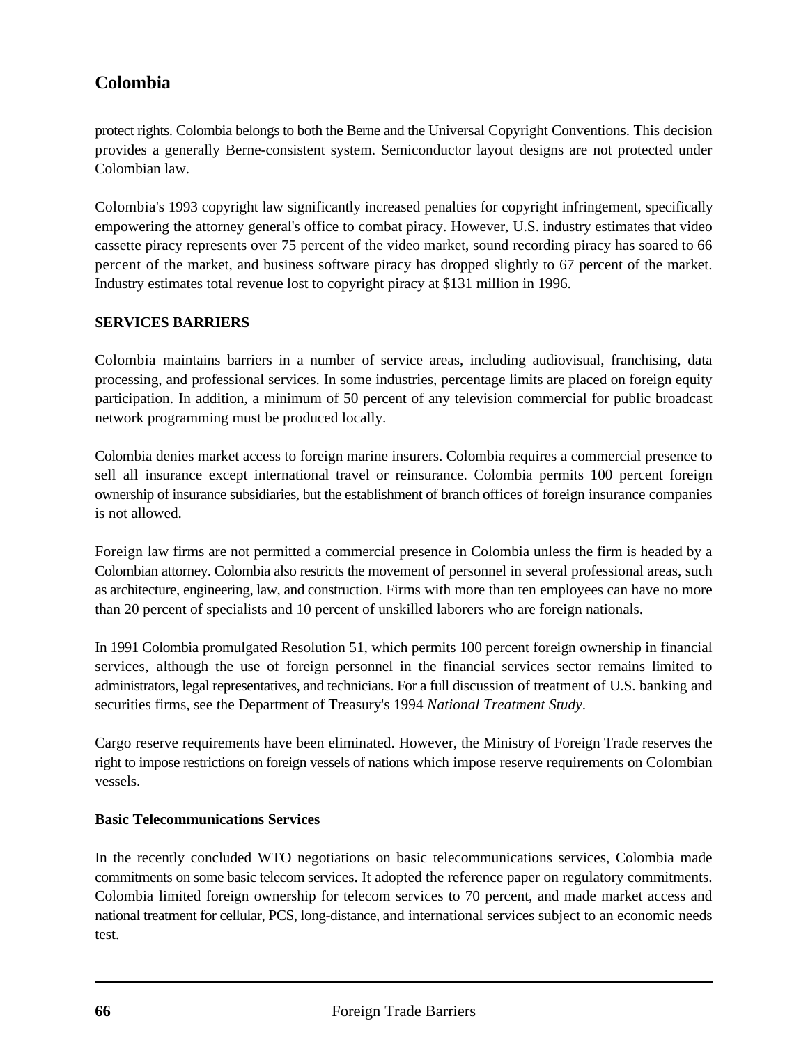protect rights. Colombia belongs to both the Berne and the Universal Copyright Conventions. This decision provides a generally Berne-consistent system. Semiconductor layout designs are not protected under Colombian law.

Colombia's 1993 copyright law significantly increased penalties for copyright infringement, specifically empowering the attorney general's office to combat piracy. However, U.S. industry estimates that video cassette piracy represents over 75 percent of the video market, sound recording piracy has soared to 66 percent of the market, and business software piracy has dropped slightly to 67 percent of the market. Industry estimates total revenue lost to copyright piracy at $131 million in 1996.

## SERVICES BARRIERS

Colombia maintains barriers in a number of service areas, including audiovisual, franchising, data processing, and professional services. In some industries, percentage limits are placed on foreign equity participation. In addition, a minimum of 50 percent of any television commercial for public broadcast network programming must be produced locally.

Colombia denies market access to foreign marine insurers. Colombia requires a commercial presence to sell all insurance except international travel or reinsurance. Colombia permits 100 percent foreign ownership of insurance subsidiaries, but the establishment of branch offices of foreign insurance companies is not allowed.

Foreign law firms are not permitted a commercial presence in Colombia unless the firm is headed by a Colombian attorney. Colombia also restricts the movement of personnel in several professional areas, such as architecture, engineering, law, and construction. Firms with more than ten employees can have no more than 20 percent of specialists and 10 percent of unskilled laborers who are foreign nationals.

In 1991 Colombia promulgated Resolution 51, which permits 100 percent foreign ownership in financial services, although the use of foreign personnel in the financial services sector remains limited to administrators, legal representatives, and technicians. For a full discussion of treatment of U.S. banking and securities firms, see the Department of Treasury's 1994 *National Treatment Study*.

Cargo reserve requirements have been eliminated. However, the Ministry of Foreign Trade reserves the right to impose restrictions on foreign vessels of nations which impose reserve requirements on Colombian vessels.

### Basic Telecommunications Services

In the recently concluded WTO negotiations on basic telecommunications services, Colombia made commitments on some basic telecom services. It adopted the reference paper on regulatory commitments. Colombia limited foreign ownership for telecom services to 70 percent, and made market access and national treatment for cellular, PCS, long-distance, and international services subject to an economic needs test.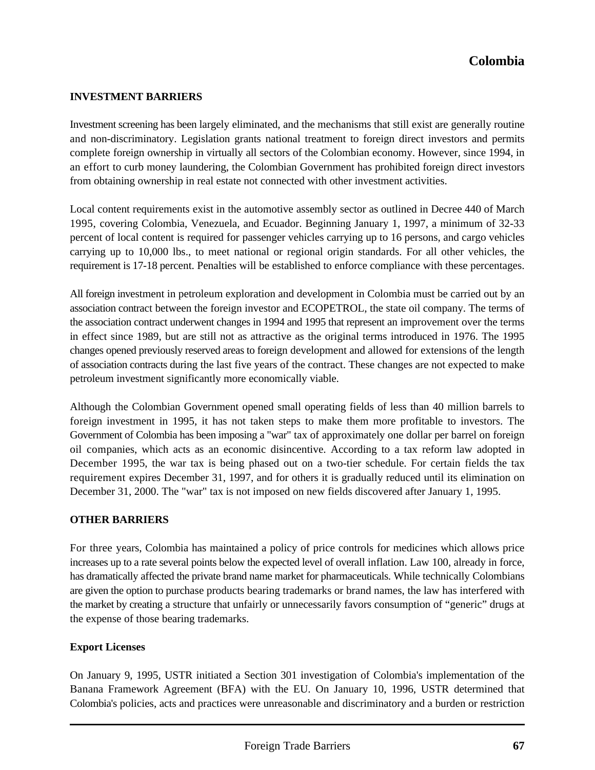## INVESTMENT BARRIERS

Investment screening has been largely eliminated, and the mechanisms that still exist are generally routine and non-discriminatory. Legislation grants national treatment to foreign direct investors and permits complete foreign ownership in virtually all sectors of the Colombian economy. However, since 1994, in an effort to curb money laundering, the Colombian Government has prohibited foreign direct investors from obtaining ownership in real estate not connected with other investment activities.

Local content requirements exist in the automotive assembly sector as outlined in Decree 440 of March 1995, covering Colombia, Venezuela, and Ecuador. Beginning January 1, 1997, a minimum of 32-33 percent of local content is required for passenger vehicles carrying up to 16 persons, and cargo vehicles carrying up to 10,000 lbs., to meet national or regional origin standards. For all other vehicles, the requirement is 17-18 percent. Penalties will be established to enforce compliance with these percentages.

All foreign investment in petroleum exploration and development in Colombia must be carried out by an association contract between the foreign investor and ECOPETROL, the state oil company. The terms of the association contract underwent changes in 1994 and 1995 that represent an improvement over the terms in effect since 1989, but are still not as attractive as the original terms introduced in 1976. The 1995 changes opened previously reserved areas to foreign development and allowed for extensions of the length of association contracts during the last five years of the contract. These changes are not expected to make petroleum investment significantly more economically viable.

Although the Colombian Government opened small operating fields of less than 40 million barrels to foreign investment in 1995, it has not taken steps to make them more profitable to investors. The Government of Colombia has been imposing a "war" tax of approximately one dollar per barrel on foreign oil companies, which acts as an economic disincentive. According to a tax reform law adopted in December 1995, the war tax is being phased out on a two-tier schedule. For certain fields the tax requirement expires December 31, 1997, and for others it is gradually reduced until its elimination on December 31, 2000. The "war" tax is not imposed on new fields discovered after January 1, 1995.

## OTHER BARRIERS

For three years, Colombia has maintained a policy of price controls for medicines which allows price increases up to a rate several points below the expected level of overall inflation. Law 100, already in force, has dramatically affected the private brand name market for pharmaceuticals. While technically Colombians are given the option to purchase products bearing trademarks or brand names, the law has interfered with the market by creating a structure that unfairly or unnecessarily favors consumption of “generic” drugs at the expense of those bearing trademarks.

### Export Licenses

On January 9, 1995, USTR initiated a Section 301 investigation of Colombia's implementation of the Banana Framework Agreement (BFA) with the EU. On January 10, 1996, USTR determined that Colombia's policies, acts and practices were unreasonable and discriminatory and a burden or restriction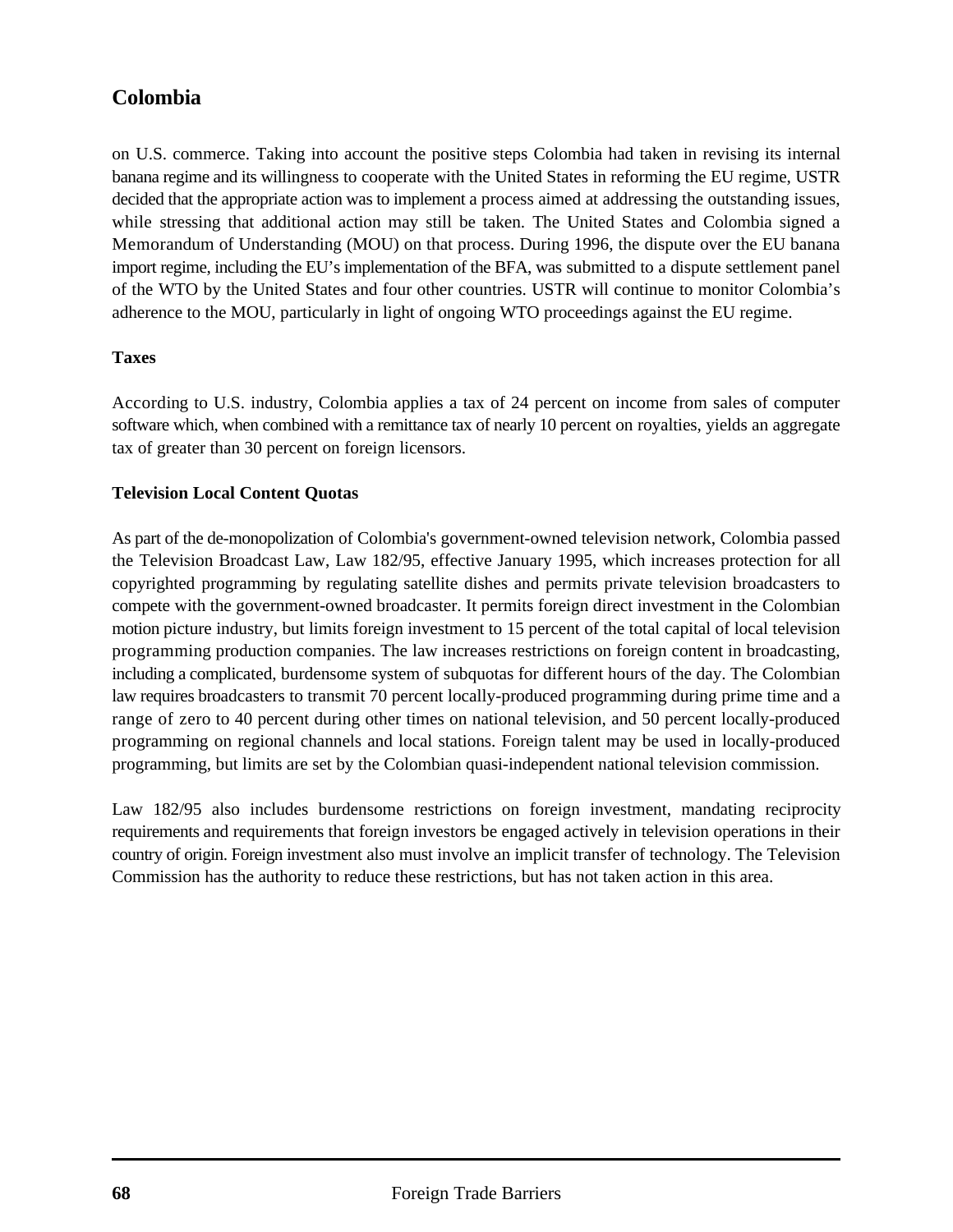on U.S. commerce. Taking into account the positive steps Colombia had taken in revising its internal banana regime and its willingness to cooperate with the United States in reforming the EU regime, USTR decided that the appropriate action was to implement a process aimed at addressing the outstanding issues, while stressing that additional action may still be taken. The United States and Colombia signed a Memorandum of Understanding (MOU) on that process. During 1996, the dispute over the EU banana import regime, including the EU's implementation of the BFA, was submitted to a dispute settlement panel of the WTO by the United States and four other countries. USTR will continue to monitor Colombia's adherence to the MOU, particularly in light of ongoing WTO proceedings against the EU regime.

**Taxes**

According to U.S. industry, Colombia applies a tax of 24 percent on income from sales of computer software which, when combined with a remittance tax of nearly 10 percent on royalties, yields an aggregate tax of greater than 30 percent on foreign licensors.

**Television Local Content Quotas**

As part of the de-monopolization of Colombia's government-owned television network, Colombia passed the Television Broadcast Law, Law 182/95, effective January 1995, which increases protection for all copyrighted programming by regulating satellite dishes and permits private television broadcasters to compete with the government-owned broadcaster. It permits foreign direct investment in the Colombian motion picture industry, but limits foreign investment to 15 percent of the total capital of local television programming production companies. The law increases restrictions on foreign content in broadcasting, including a complicated, burdensome system of subquotas for different hours of the day. The Colombian law requires broadcasters to transmit 70 percent locally-produced programming during prime time and a range of zero to 40 percent during other times on national television, and 50 percent locally-produced programming on regional channels and local stations. Foreign talent may be used in locally-produced programming, but limits are set by the Colombian quasi-independent national television commission.

Law 182/95 also includes burdensome restrictions on foreign investment, mandating reciprocity requirements and requirements that foreign investors be engaged actively in television operations in their country of origin. Foreign investment also must involve an implicit transfer of technology. The Television Commission has the authority to reduce these restrictions, but has not taken action in this area.